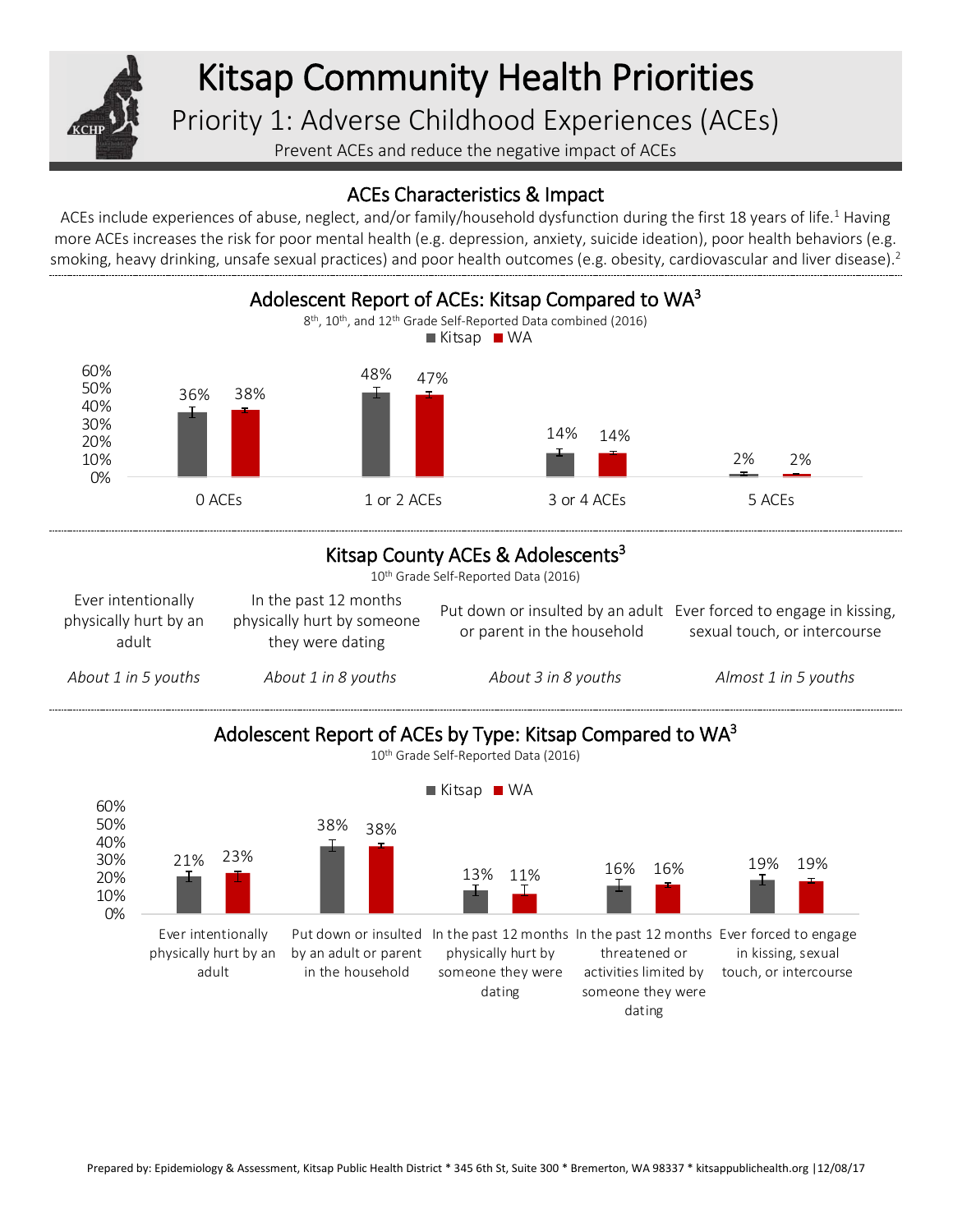# Kitsap Community Health Priorities

## Priority 1: Adverse Childhood Experiences (ACEs)

Prevent ACEs and reduce the negative impact of ACEs

### ACEs Characteristics & Impact

ACEs include experiences of abuse, neglect, and/or family/household dysfunction during the first 18 years of life.[1] Having more ACEs increases the risk for poor mental health (e.g. depression, anxiety, suicide ideation), poor health behaviors (e.g. smoking, heavy drinking, unsafe sexual practices) and poor health outcomes (e.g. obesity, cardiovascular and liver disease).[2]

### Adolescent Report of ACEs: Kitsap Compared to WA[3]

8th, 10th, and 12th Grade Self-Reported Data combined (2016)

| | Kitsap | WA |
|---|---|---|
| 0 ACEs | 36% | 38% |
| 1 or 2 ACEs | 48% | 47% |
| 3 or 4 ACEs | 14% | 14% |
| 5 ACEs | 2% | 2% |

### Kitsap County ACEs & Adolescents[3]

10th Grade Self-Reported Data (2016)

| Ever intentionally physically hurt by an adult | In the past 12 months physically hurt by someone they were dating | Put down or insulted by an adult or parent in the household | Ever forced to engage in kissing, sexual touch, or intercourse |
|---|---|---|---|
| *About 1 in 5 youths* | *About 1 in 8 youths* | *About 3 in 8 youths* | *Almost 1 in 5 youths* |

### Adolescent Report of ACEs by Type: Kitsap Compared to WA[3]

10th Grade Self-Reported Data (2016)

| | Kitsap | WA |
|---|---|---|
| Ever intentionally physically hurt by an adult | 21% | 23% |
| Put down or insulted by an adult or parent in the household | 38% | 38% |
| In the past 12 months physically hurt by someone they were dating | 13% | 11% |
| In the past 12 months threatened or activities limited by someone they were dating | 16% | 16% |
| Ever forced to engage in kissing, sexual touch, or intercourse | 19% | 19% |

Prepared by: Epidemiology & Assessment, Kitsap Public Health District * 345 6th St, Suite 300 * Bremerton, WA 98337 * kitsappublichealth.org |12/08/17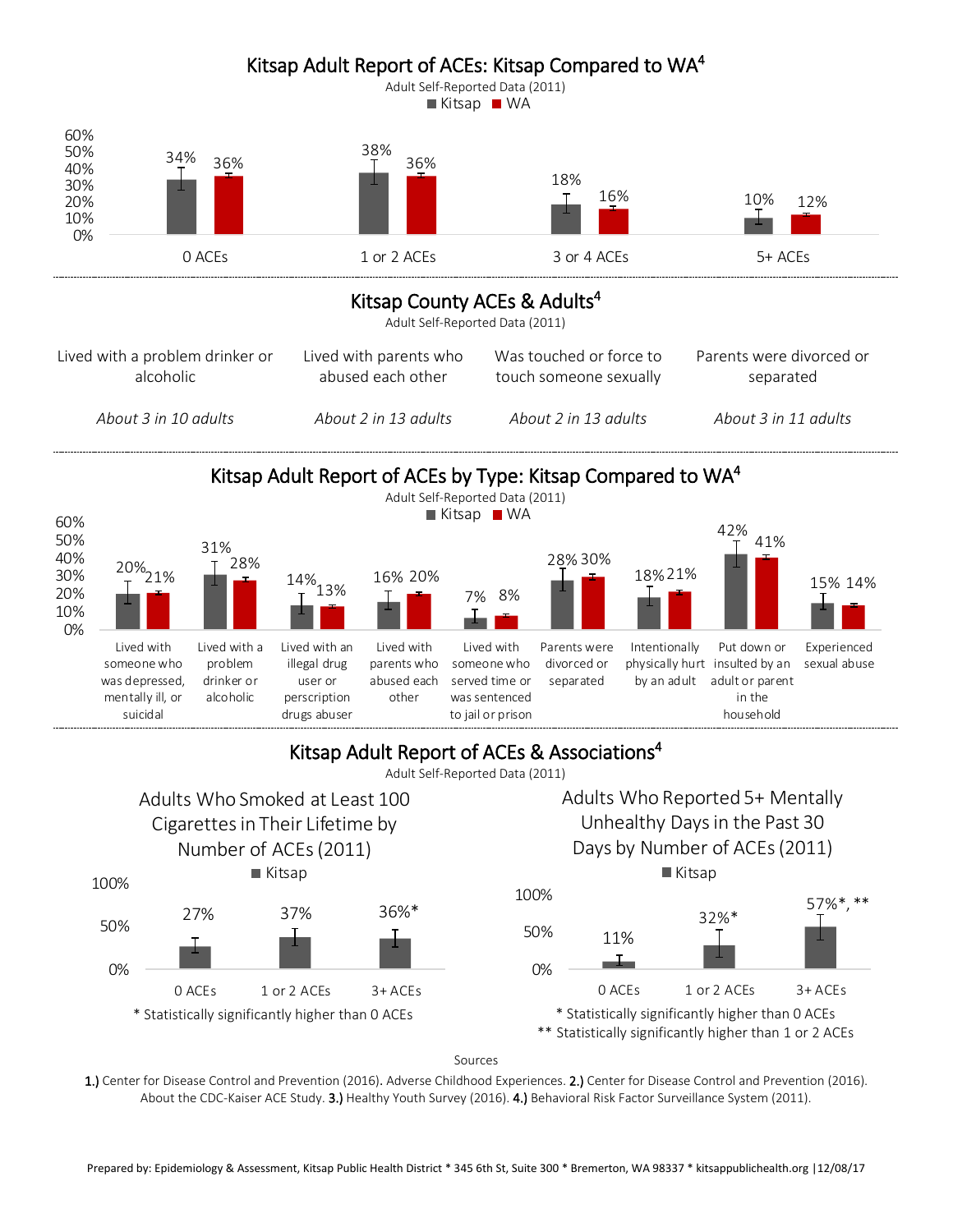## Kitsap Adult Report of ACEs: Kitsap Compared to WA[4]

Adult Self-Reported Data (2011)

Kitsap WA

60%
50%
40%
30%
20%
10%
0%

34% 36%
0 ACEs

38% 36%
1 or 2 ACEs

18% 16%
3 or 4 ACEs

10% 12%
5+ ACEs

---

## Kitsap County ACEs & Adults[4]

Adult Self-Reported Data (2011)

| Lived with a problem drinker or alcoholic | Lived with parents who abused each other | Was touched or force to touch someone sexually | Parents were divorced or separated |
|---|---|---|---|
| *About 3 in 10 adults* | *About 2 in 13 adults* | *About 2 in 13 adults* | *About 3 in 11 adults* |

---

## Kitsap Adult Report of ACEs by Type: Kitsap Compared to WA[4]

Adult Self-Reported Data (2011)

Kitsap WA

60%
50%
40%
30%
20%
10%
0%

20% 21%
Lived with someone who was depressed, mentally ill, or suicidal

31% 28%
Lived with a problem drinker or alcoholic

14% 13%
Lived with an illegal drug user or perscription drugs abuser

16% 20%
Lived with parents who abused each other

7% 8%
Lived with someone who served time or was sentenced to jail or prison

28% 30%
Parents were divorced or separated

18% 21%
Intentionally physically hurt by an adult

42% 41%
Put down or insulted by an adult or parent in the household

15% 14%
Experienced sexual abuse

---

## Kitsap Adult Report of ACEs & Associations[4]

Adult Self-Reported Data (2011)

### Adults Who Smoked at Least 100 Cigarettes in Their Lifetime by Number of ACEs (2011)

Kitsap

100%
50%
0%

27%
0 ACEs

37%
1 or 2 ACEs

36%*
3+ ACEs

\* Statistically significantly higher than 0 ACEs

### Adults Who Reported 5+ Mentally Unhealthy Days in the Past 30 Days by Number of ACEs (2011)

Kitsap

100%
50%
0%

11%
0 ACEs

32%*
1 or 2 ACEs

57%*, **
3+ ACEs

\* Statistically significantly higher than 0 ACEs
\*\* Statistically significantly higher than 1 or 2 ACEs

Sources

**1.)** Center for Disease Control and Prevention (2016). Adverse Childhood Experiences. **2.)** Center for Disease Control and Prevention (2016). About the CDC-Kaiser ACE Study. **3.)** Healthy Youth Survey (2016). **4.)** Behavioral Risk Factor Surveillance System (2011).

Prepared by: Epidemiology & Assessment, Kitsap Public Health District * 345 6th St, Suite 300 * Bremerton, WA 98337 * kitsappublichealth.org |12/08/17